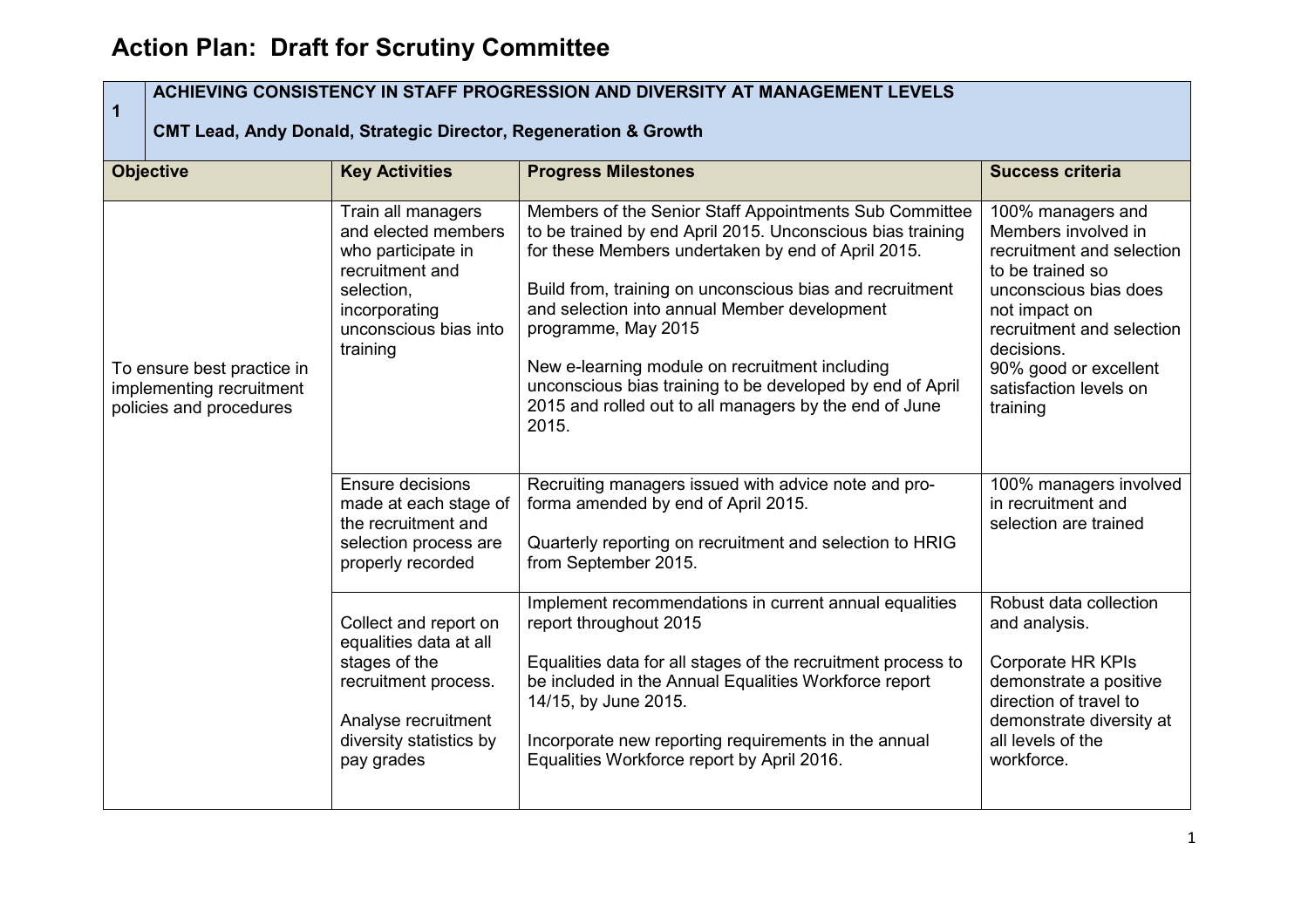# Action Plan: Draft for Scrutiny Committee

| 1 | ACHIEVING CONSISTENCY IN STAFF PROGRESSION AND DIVERSITY AT MANAGEMENT LEVELS<br><br>CMT Lead, Andy Donald, Strategic Director, Regeneration & Growth | | |
|---|---|---|---|
| **Objective** | **Key Activities** | **Progress Milestones** | **Success criteria** |
| To ensure best practice in implementing recruitment policies and procedures | Train all managers and elected members who participate in recruitment and selection, incorporating unconscious bias into training | Members of the Senior Staff Appointments Sub Committee to be trained by end April 2015. Unconscious bias training for these Members undertaken by end of April 2015.<br><br>Build from, training on unconscious bias and recruitment and selection into annual Member development programme, May 2015<br><br>New e-learning module on recruitment including unconscious bias training to be developed by end of April 2015 and rolled out to all managers by the end of June 2015. | 100% managers and Members involved in recruitment and selection to be trained so unconscious bias does not impact on recruitment and selection decisions.<br>90% good or excellent satisfaction levels on training |
| | Ensure decisions made at each stage of the recruitment and selection process are properly recorded | Recruiting managers issued with advice note and pro-forma amended by end of April 2015.<br><br>Quarterly reporting on recruitment and selection to HRIG from September 2015. | 100% managers involved in recruitment and selection are trained |
| | Collect and report on equalities data at all stages of the recruitment process.<br><br>Analyse recruitment diversity statistics by pay grades | Implement recommendations in current annual equalities report throughout 2015<br><br>Equalities data for all stages of the recruitment process to be included in the Annual Equalities Workforce report 14/15, by June 2015.<br><br>Incorporate new reporting requirements in the annual Equalities Workforce report by April 2016. | Robust data collection and analysis.<br><br>Corporate HR KPIs demonstrate a positive direction of travel to demonstrate diversity at all levels of the workforce. |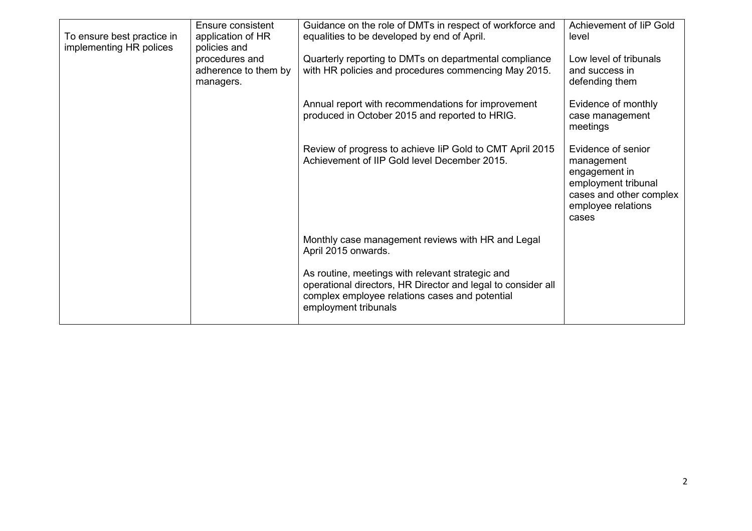| | | | |
|---|---|---|---|
| To ensure best practice in implementing HR polices | Ensure consistent application of HR policies and procedures and adherence to them by managers. | Guidance on the role of DMTs in respect of workforce and equalities to be developed by end of April.<br><br>Quarterly reporting to DMTs on departmental compliance with HR policies and procedures commencing May 2015. | Achievement of IiP Gold level<br><br>Low level of tribunals and success in defending them |
| | | Annual report with recommendations for improvement produced in October 2015 and reported to HRIG. | Evidence of monthly case management meetings |
| | | Review of progress to achieve IiP Gold to CMT April 2015 Achievement of IIP Gold level December 2015. | Evidence of senior management engagement in employment tribunal cases and other complex employee relations cases |
| | | Monthly case management reviews with HR and Legal April 2015 onwards.<br><br>As routine, meetings with relevant strategic and operational directors, HR Director and legal to consider all complex employee relations cases and potential employment tribunals | |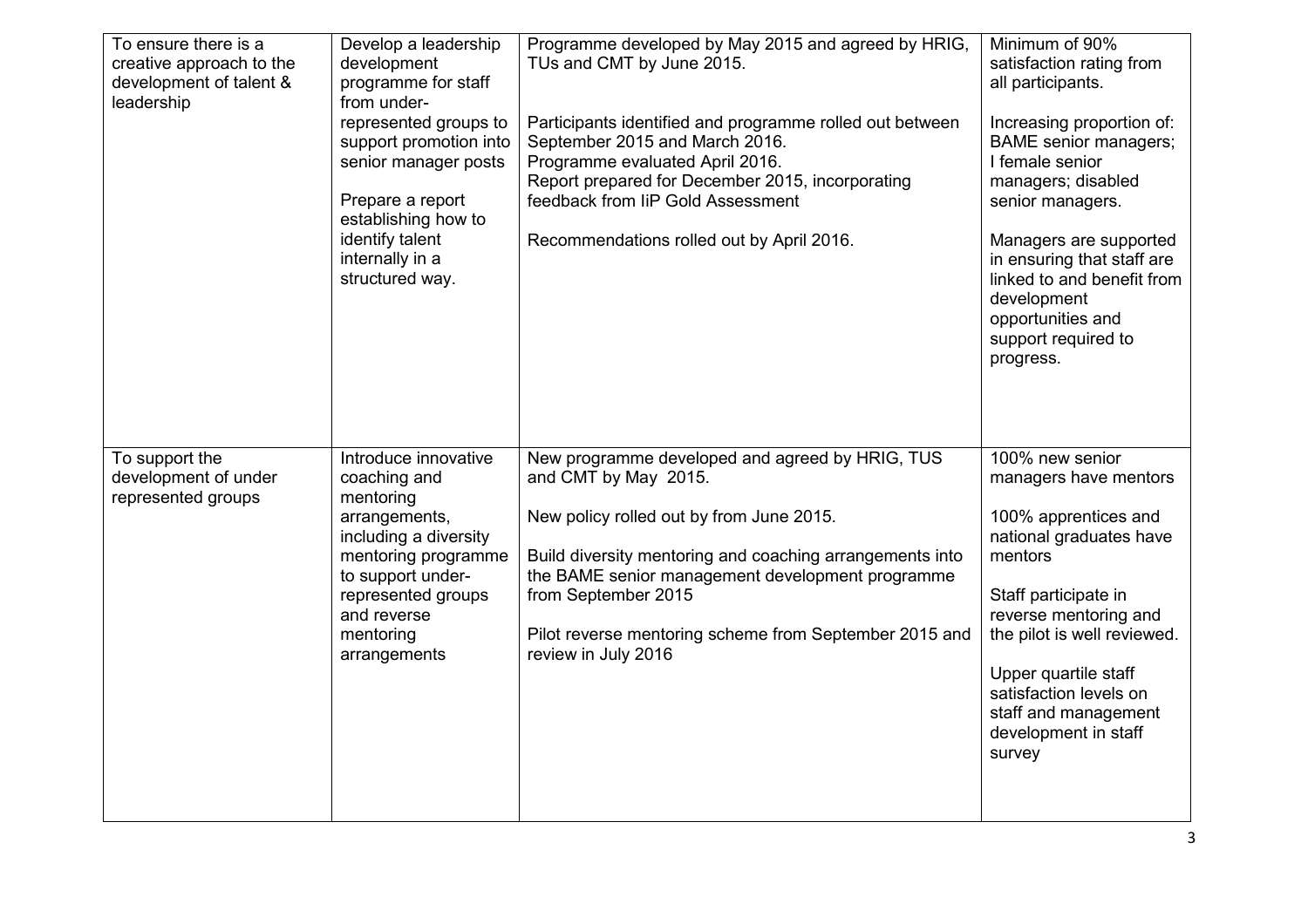| | | | |
|---|---|---|---|
| To ensure there is a creative approach to the development of talent & leadership | Develop a leadership development programme for staff from under-represented groups to support promotion into senior manager posts<br><br>Prepare a report establishing how to identify talent internally in a structured way. | Programme developed by May 2015 and agreed by HRIG, TUs and CMT by June 2015.<br><br>Participants identified and programme rolled out between September 2015 and March 2016.<br>Programme evaluated April 2016.<br>Report prepared for December 2015, incorporating feedback from IiP Gold Assessment<br><br>Recommendations rolled out by April 2016. | Minimum of 90% satisfaction rating from all participants.<br><br>Increasing proportion of: BAME senior managers; I female senior managers; disabled senior managers.<br><br>Managers are supported in ensuring that staff are linked to and benefit from development opportunities and support required to progress. |
| To support the development of under represented groups | Introduce innovative coaching and mentoring arrangements, including a diversity mentoring programme to support under-represented groups and reverse mentoring arrangements | New programme developed and agreed by HRIG, TUS and CMT by May 2015.<br><br>New policy rolled out by from June 2015.<br><br>Build diversity mentoring and coaching arrangements into the BAME senior management development programme from September 2015<br><br>Pilot reverse mentoring scheme from September 2015 and review in July 2016 | 100% new senior managers have mentors<br><br>100% apprentices and national graduates have mentors<br><br>Staff participate in reverse mentoring and the pilot is well reviewed.<br><br>Upper quartile staff satisfaction levels on staff and management development in staff survey |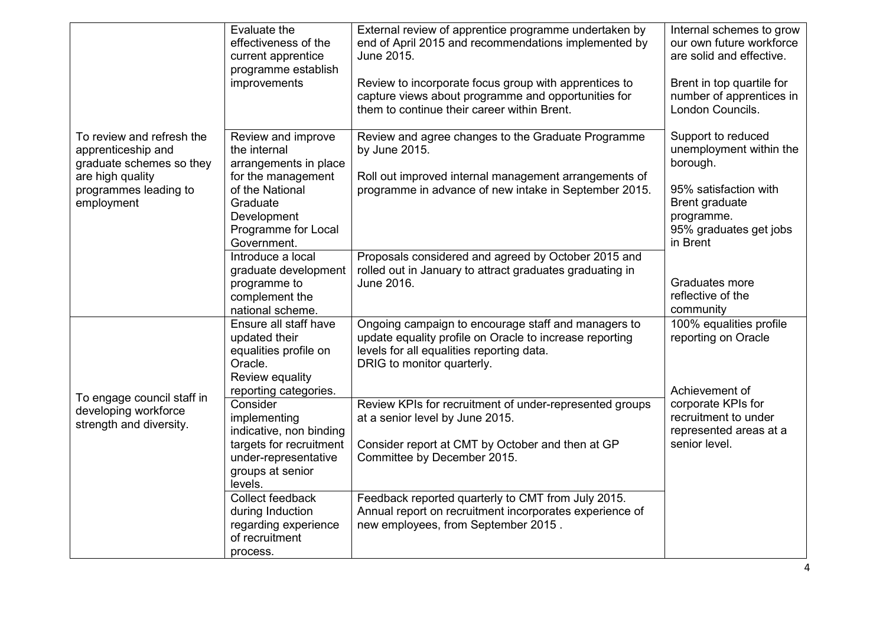| | | | |
|---|---|---|---|
| | Evaluate the effectiveness of the current apprentice programme establish improvements | External review of apprentice programme undertaken by end of April 2015 and recommendations implemented by June 2015.<br><br>Review to incorporate focus group with apprentices to capture views about programme and opportunities for them to continue their career within Brent. | Internal schemes to grow our own future workforce are solid and effective.<br><br>Brent in top quartile for number of apprentices in London Councils. |
| To review and refresh the apprenticeship and graduate schemes so they are high quality programmes leading to employment | Review and improve the internal arrangements in place for the management of the National Graduate Development Programme for Local Government. | Review and agree changes to the Graduate Programme by June 2015.<br><br>Roll out improved internal management arrangements of programme in advance of new intake in September 2015. | Support to reduced unemployment within the borough.<br><br>95% satisfaction with Brent graduate programme.<br>95% graduates get jobs in Brent |
| | Introduce a local graduate development programme to complement the national scheme. | Proposals considered and agreed by October 2015 and rolled out in January to attract graduates graduating in June 2016. | Graduates more reflective of the community |
| To engage council staff in developing workforce strength and diversity. | Ensure all staff have updated their equalities profile on Oracle.<br>Review equality reporting categories. | Ongoing campaign to encourage staff and managers to update equality profile on Oracle to increase reporting levels for all equalities reporting data.<br>DRIG to monitor quarterly. | 100% equalities profile reporting on Oracle |
| | Consider implementing indicative, non binding targets for recruitment under-representative groups at senior levels. | Review KPIs for recruitment of under-represented groups at a senior level by June 2015.<br><br>Consider report at CMT by October and then at GP Committee by December 2015. | Achievement of corporate KPIs for recruitment to under represented areas at a senior level. |
| | Collect feedback during Induction regarding experience of recruitment process. | Feedback reported quarterly to CMT from July 2015.<br>Annual report on recruitment incorporates experience of new employees, from September 2015 . | |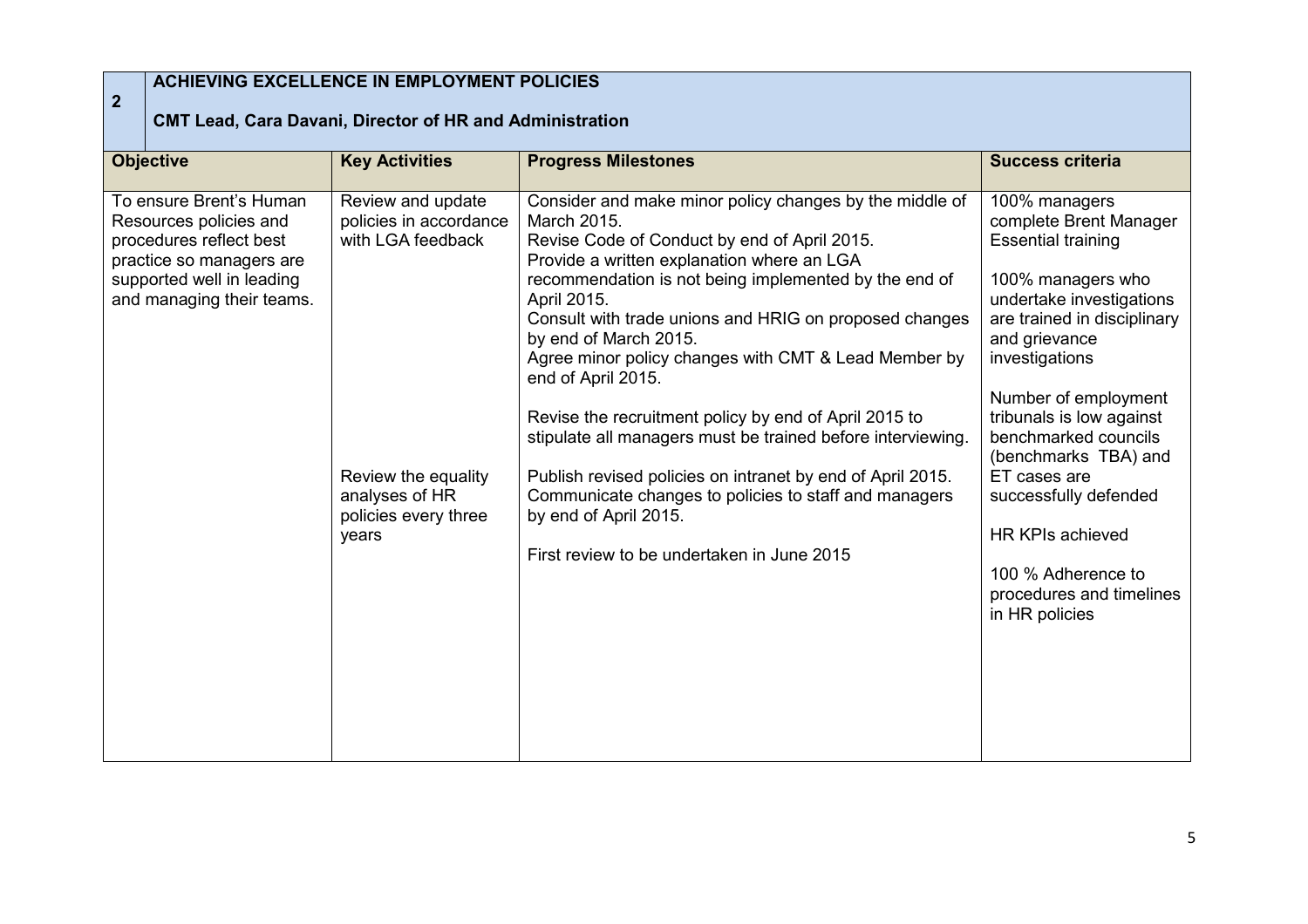| 2 | **ACHIEVING EXCELLENCE IN EMPLOYMENT POLICIES**<br><br>**CMT Lead, Cara Davani, Director of HR and Administration** | | |
|---|---|---|---|
| **Objective** | **Key Activities** | **Progress Milestones** | **Success criteria** |
| To ensure Brent's Human Resources policies and procedures reflect best practice so managers are supported well in leading and managing their teams. | Review and update policies in accordance with LGA feedback<br><br>Review the equality analyses of HR policies every three years | Consider and make minor policy changes by the middle of March 2015.<br>Revise Code of Conduct by end of April 2015.<br>Provide a written explanation where an LGA recommendation is not being implemented by the end of April 2015.<br>Consult with trade unions and HRIG on proposed changes by end of March 2015.<br>Agree minor policy changes with CMT & Lead Member by end of April 2015.<br><br>Revise the recruitment policy by end of April 2015 to stipulate all managers must be trained before interviewing.<br><br>Publish revised policies on intranet by end of April 2015.<br>Communicate changes to policies to staff and managers by end of April 2015.<br><br>First review to be undertaken in June 2015 | 100% managers complete Brent Manager Essential training<br><br>100% managers who undertake investigations are trained in disciplinary and grievance investigations<br><br>Number of employment tribunals is low against benchmarked councils (benchmarks TBA) and ET cases are successfully defended<br><br>HR KPIs achieved<br><br>100 % Adherence to procedures and timelines in HR policies |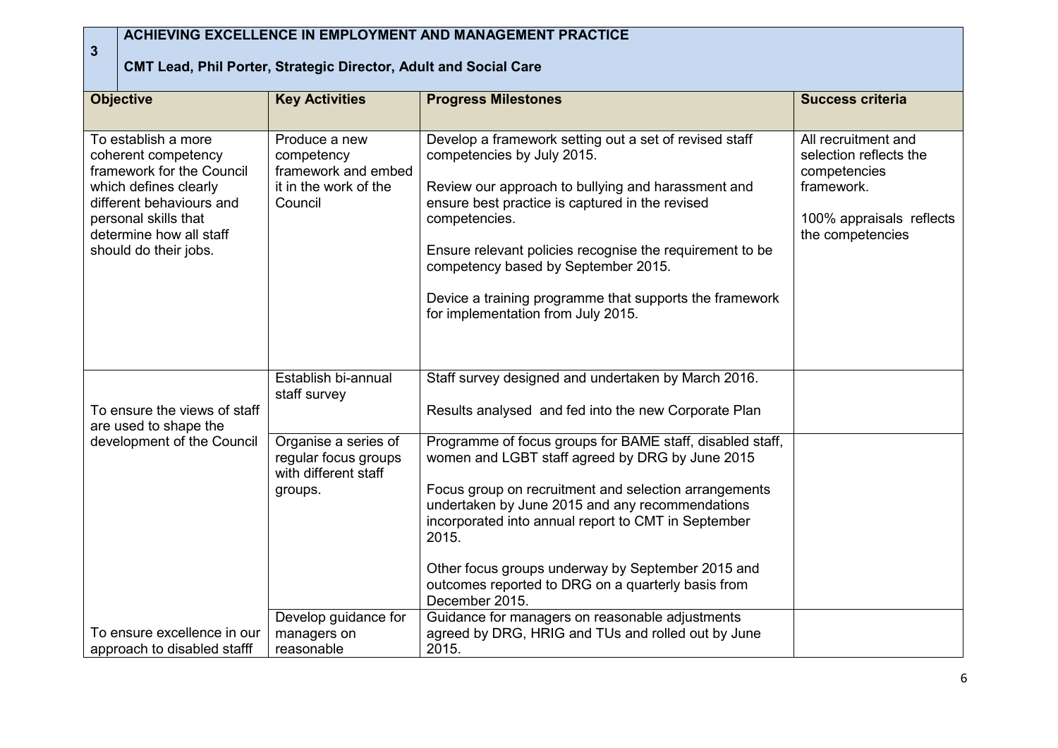## 3 ACHIEVING EXCELLENCE IN EMPLOYMENT AND MANAGEMENT PRACTICE

**CMT Lead, Phil Porter, Strategic Director, Adult and Social Care**

| Objective | Key Activities | Progress Milestones | Success criteria |
|---|---|---|---|
| To establish a more coherent competency framework for the Council which defines clearly different behaviours and personal skills that determine how all staff should do their jobs. | Produce a new competency framework and embed it in the work of the Council | Develop a framework setting out a set of revised staff competencies by July 2015.<br><br>Review our approach to bullying and harassment and ensure best practice is captured in the revised competencies.<br><br>Ensure relevant policies recognise the requirement to be competency based by September 2015.<br><br>Device a training programme that supports the framework for implementation from July 2015. | All recruitment and selection reflects the competencies framework.<br><br>100% appraisals reflects the competencies |
| To ensure the views of staff are used to shape the development of the Council | Establish bi-annual staff survey | Staff survey designed and undertaken by March 2016.<br><br>Results analysed and fed into the new Corporate Plan | |
| | Organise a series of regular focus groups with different staff groups. | Programme of focus groups for BAME staff, disabled staff, women and LGBT staff agreed by DRG by June 2015<br><br>Focus group on recruitment and selection arrangements undertaken by June 2015 and any recommendations incorporated into annual report to CMT in September 2015.<br><br>Other focus groups underway by September 2015 and outcomes reported to DRG on a quarterly basis from December 2015. | |
| To ensure excellence in our approach to disabled stafff | Develop guidance for managers on reasonable | Guidance for managers on reasonable adjustments agreed by DRG, HRIG and TUs and rolled out by June 2015. | |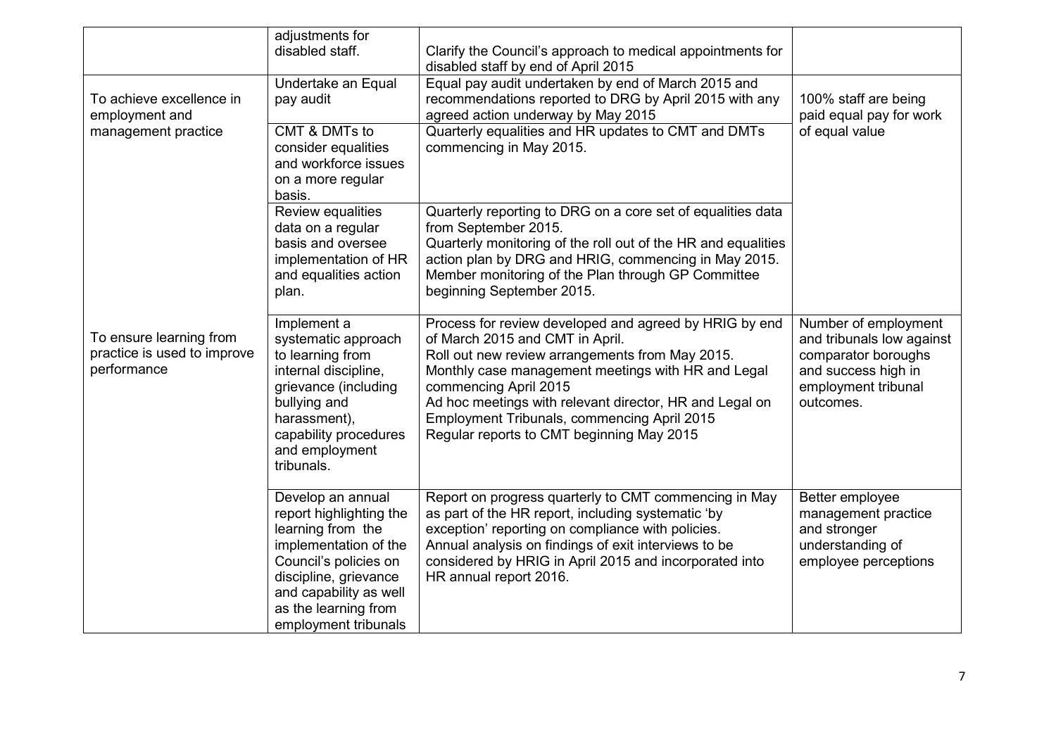| | | | |
|---|---|---|---|
| | adjustments for disabled staff. | Clarify the Council's approach to medical appointments for disabled staff by end of April 2015 | |
| To achieve excellence in employment and management practice | Undertake an Equal pay audit | Equal pay audit undertaken by end of March 2015 and recommendations reported to DRG by April 2015 with any agreed action underway by May 2015 | 100% staff are being paid equal pay for work of equal value |
| | CMT & DMTs to consider equalities and workforce issues on a more regular basis. | Quarterly equalities and HR updates to CMT and DMTs commencing in May 2015. | |
| | Review equalities data on a regular basis and oversee implementation of HR and equalities action plan. | Quarterly reporting to DRG on a core set of equalities data from September 2015.<br>Quarterly monitoring of the roll out of the HR and equalities action plan by DRG and HRIG, commencing in May 2015.<br>Member monitoring of the Plan through GP Committee beginning September 2015. | |
| To ensure learning from practice is used to improve performance | Implement a systematic approach to learning from internal discipline, grievance (including bullying and harassment), capability procedures and employment tribunals. | Process for review developed and agreed by HRIG by end of March 2015 and CMT in April.<br>Roll out new review arrangements from May 2015.<br>Monthly case management meetings with HR and Legal commencing April 2015<br>Ad hoc meetings with relevant director, HR and Legal on Employment Tribunals, commencing April 2015<br>Regular reports to CMT beginning May 2015 | Number of employment and tribunals low against comparator boroughs and success high in employment tribunal outcomes. |
| | Develop an annual report highlighting the learning from the implementation of the Council's policies on discipline, grievance and capability as well as the learning from employment tribunals | Report on progress quarterly to CMT commencing in May as part of the HR report, including systematic 'by exception' reporting on compliance with policies.<br>Annual analysis on findings of exit interviews to be considered by HRIG in April 2015 and incorporated into HR annual report 2016. | Better employee management practice and stronger understanding of employee perceptions |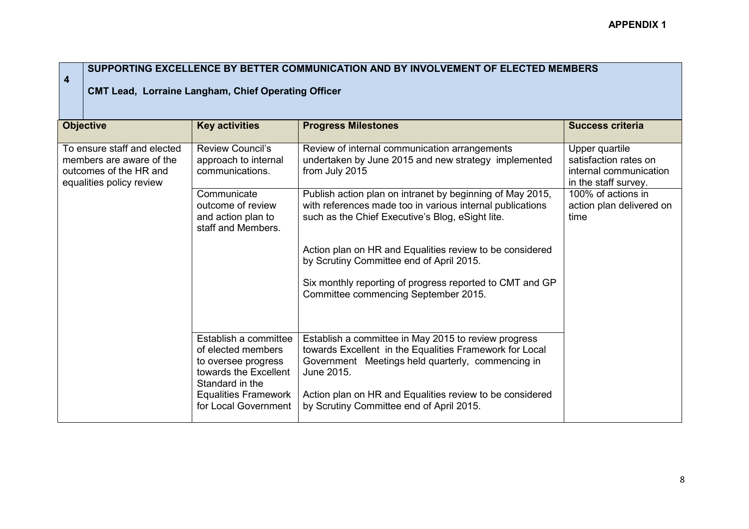**APPENDIX 1**

| 4 | SUPPORTING EXCELLENCE BY BETTER COMMUNICATION AND BY INVOLVEMENT OF ELECTED MEMBERS<br><br>CMT Lead, Lorraine Langham, Chief Operating Officer |
|---|---|

| Objective | Key activities | Progress Milestones | Success criteria |
|---|---|---|---|
| To ensure staff and elected members are aware of the outcomes of the HR and equalities policy review | Review Council's approach to internal communications. | Review of internal communication arrangements undertaken by June 2015 and new strategy implemented from July 2015 | Upper quartile satisfaction rates on internal communication in the staff survey. |
| | Communicate outcome of review and action plan to staff and Members. | Publish action plan on intranet by beginning of May 2015, with references made too in various internal publications such as the Chief Executive's Blog, eSight lite.<br><br>Action plan on HR and Equalities review to be considered by Scrutiny Committee end of April 2015.<br><br>Six monthly reporting of progress reported to CMT and GP Committee commencing September 2015. | 100% of actions in action plan delivered on time |
| | Establish a committee of elected members to oversee progress towards the Excellent Standard in the Equalities Framework for Local Government | Establish a committee in May 2015 to review progress towards Excellent in the Equalities Framework for Local Government Meetings held quarterly, commencing in June 2015.<br><br>Action plan on HR and Equalities review to be considered by Scrutiny Committee end of April 2015. | |